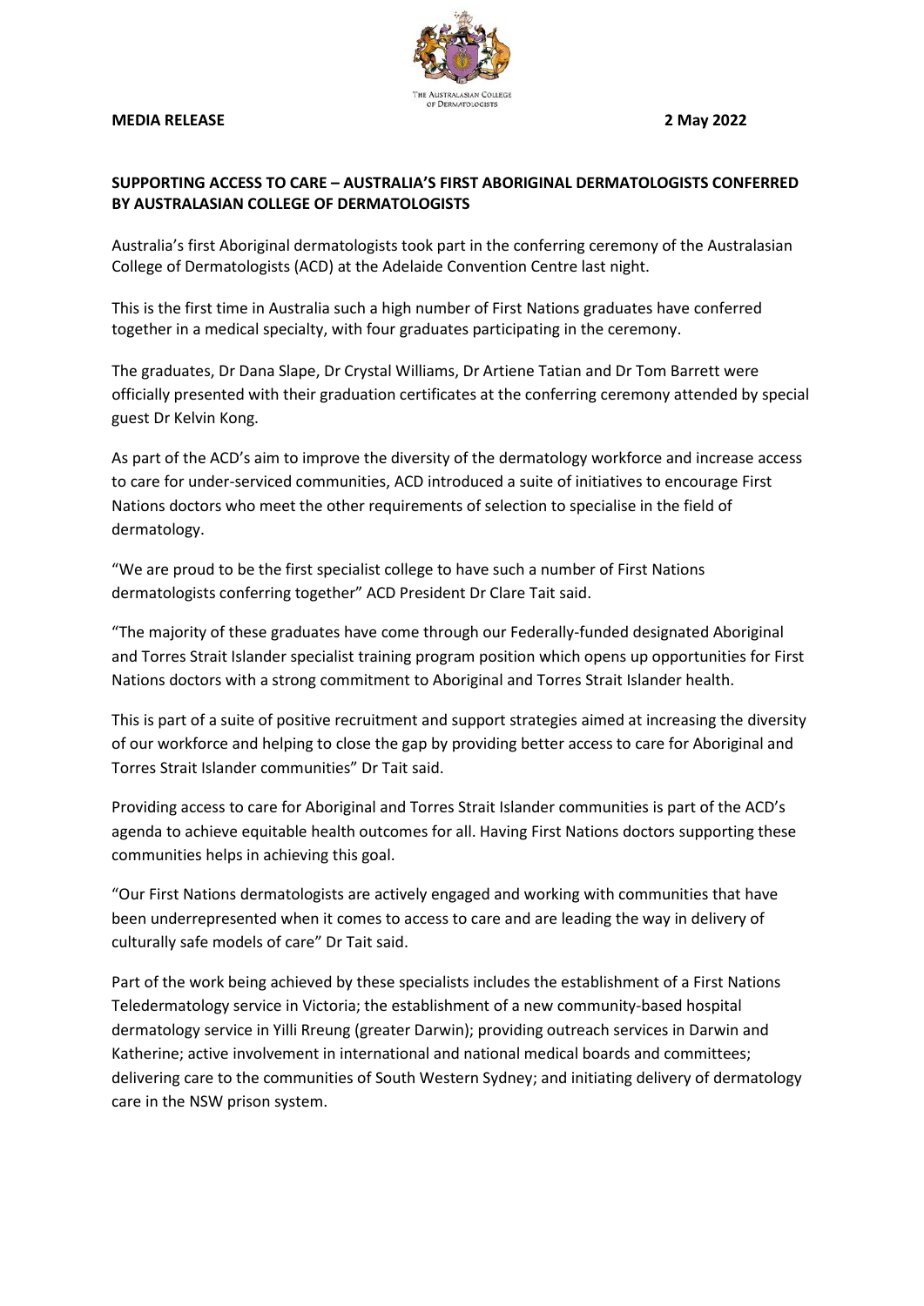**MEDIA RELEASE** **2 May 2022**

**SUPPORTING ACCESS TO CARE – AUSTRALIA'S FIRST ABORIGINAL DERMATOLOGISTS CONFERRED BY AUSTRALASIAN COLLEGE OF DERMATOLOGISTS**

Australia's first Aboriginal dermatologists took part in the conferring ceremony of the Australasian College of Dermatologists (ACD) at the Adelaide Convention Centre last night.

This is the first time in Australia such a high number of First Nations graduates have conferred together in a medical specialty, with four graduates participating in the ceremony.

The graduates, Dr Dana Slape, Dr Crystal Williams, Dr Artiene Tatian and Dr Tom Barrett were officially presented with their graduation certificates at the conferring ceremony attended by special guest Dr Kelvin Kong.

As part of the ACD's aim to improve the diversity of the dermatology workforce and increase access to care for under-serviced communities, ACD introduced a suite of initiatives to encourage First Nations doctors who meet the other requirements of selection to specialise in the field of dermatology.

"We are proud to be the first specialist college to have such a number of First Nations dermatologists conferring together" ACD President Dr Clare Tait said.

"The majority of these graduates have come through our Federally-funded designated Aboriginal and Torres Strait Islander specialist training program position which opens up opportunities for First Nations doctors with a strong commitment to Aboriginal and Torres Strait Islander health.

This is part of a suite of positive recruitment and support strategies aimed at increasing the diversity of our workforce and helping to close the gap by providing better access to care for Aboriginal and Torres Strait Islander communities" Dr Tait said.

Providing access to care for Aboriginal and Torres Strait Islander communities is part of the ACD's agenda to achieve equitable health outcomes for all. Having First Nations doctors supporting these communities helps in achieving this goal.

"Our First Nations dermatologists are actively engaged and working with communities that have been underrepresented when it comes to access to care and are leading the way in delivery of culturally safe models of care" Dr Tait said.

Part of the work being achieved by these specialists includes the establishment of a First Nations Teledermatology service in Victoria; the establishment of a new community-based hospital dermatology service in Yilli Rreung (greater Darwin); providing outreach services in Darwin and Katherine; active involvement in international and national medical boards and committees; delivering care to the communities of South Western Sydney; and initiating delivery of dermatology care in the NSW prison system.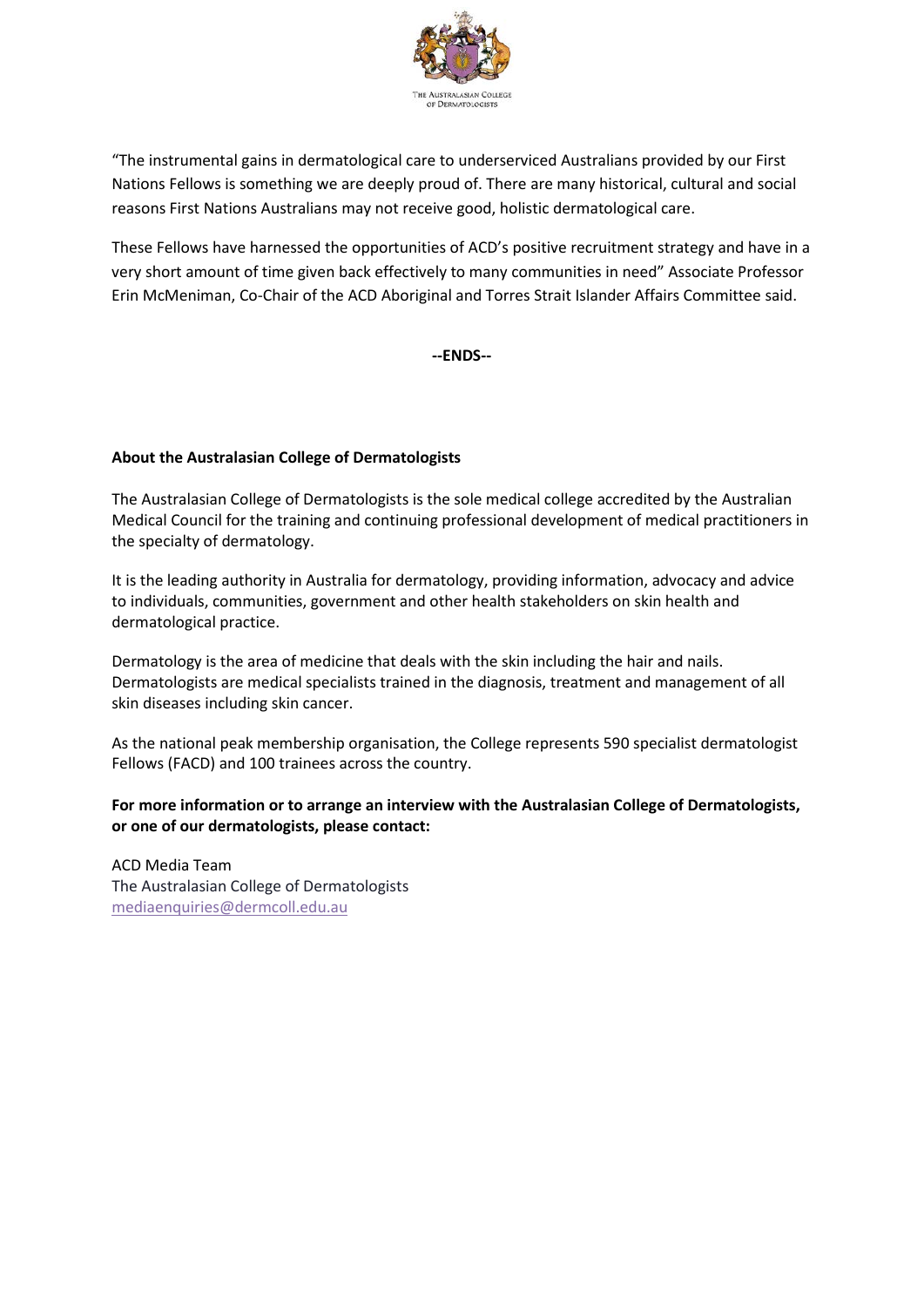"The instrumental gains in dermatological care to underserviced Australians provided by our First Nations Fellows is something we are deeply proud of. There are many historical, cultural and social reasons First Nations Australians may not receive good, holistic dermatological care.

These Fellows have harnessed the opportunities of ACD's positive recruitment strategy and have in a very short amount of time given back effectively to many communities in need" Associate Professor Erin McMeniman, Co-Chair of the ACD Aboriginal and Torres Strait Islander Affairs Committee said.

**--ENDS--**

**About the Australasian College of Dermatologists**

The Australasian College of Dermatologists is the sole medical college accredited by the Australian Medical Council for the training and continuing professional development of medical practitioners in the specialty of dermatology.

It is the leading authority in Australia for dermatology, providing information, advocacy and advice to individuals, communities, government and other health stakeholders on skin health and dermatological practice.

Dermatology is the area of medicine that deals with the skin including the hair and nails. Dermatologists are medical specialists trained in the diagnosis, treatment and management of all skin diseases including skin cancer.

As the national peak membership organisation, the College represents 590 specialist dermatologist Fellows (FACD) and 100 trainees across the country.

**For more information or to arrange an interview with the Australasian College of Dermatologists, or one of our dermatologists, please contact:**

ACD Media Team
The Australasian College of Dermatologists
mediaenquiries@dermcoll.edu.au